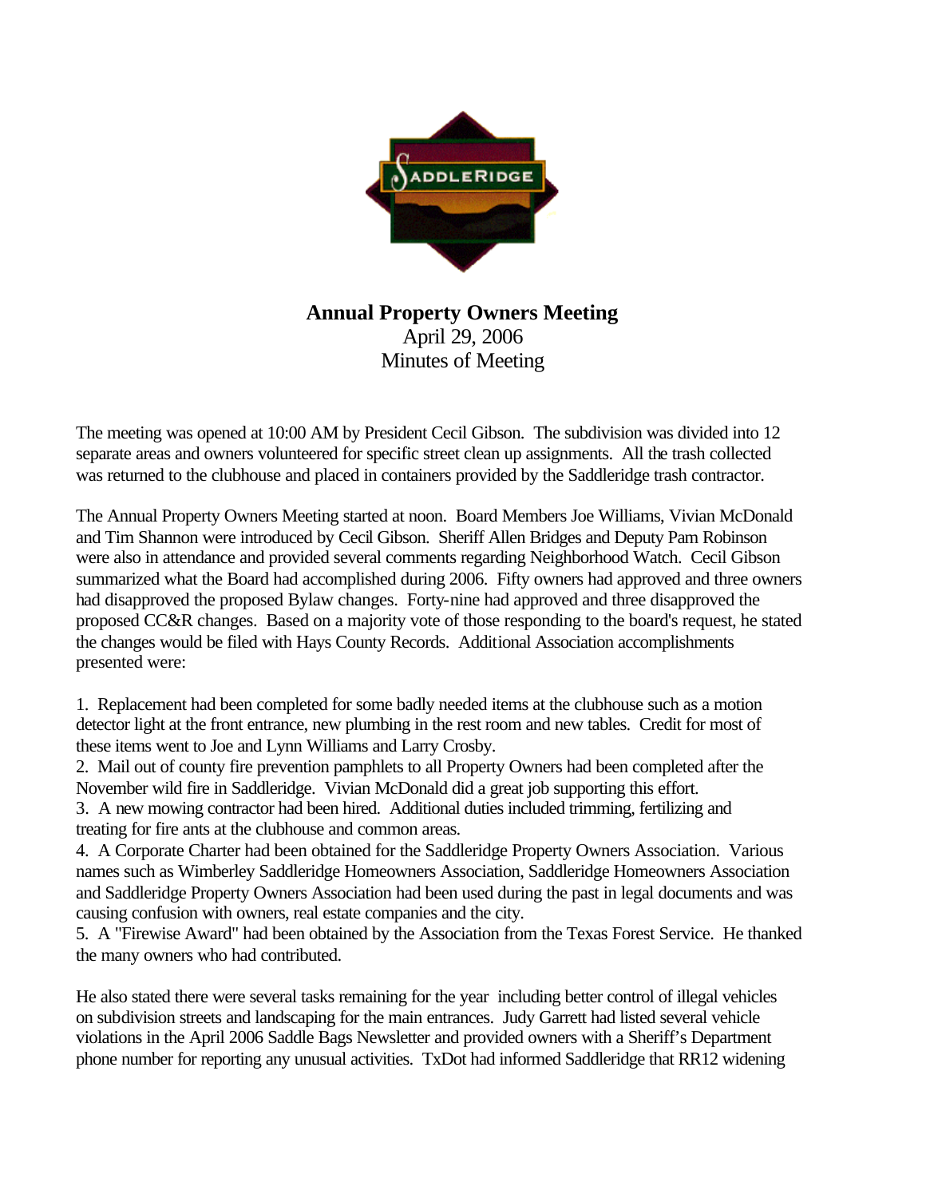# Annual Property Owners Meeting

April 29, 2006
Minutes of Meeting

The meeting was opened at 10:00 AM by President Cecil Gibson. The subdivision was divided into 12 separate areas and owners volunteered for specific street clean up assignments. All the trash collected was returned to the clubhouse and placed in containers provided by the Saddleridge trash contractor.

The Annual Property Owners Meeting started at noon. Board Members Joe Williams, Vivian McDonald and Tim Shannon were introduced by Cecil Gibson. Sheriff Allen Bridges and Deputy Pam Robinson were also in attendance and provided several comments regarding Neighborhood Watch. Cecil Gibson summarized what the Board had accomplished during 2006. Fifty owners had approved and three owners had disapproved the proposed Bylaw changes. Forty-nine had approved and three disapproved the proposed CC&R changes. Based on a majority vote of those responding to the board's request, he stated the changes would be filed with Hays County Records. Additional Association accomplishments presented were:

1. Replacement had been completed for some badly needed items at the clubhouse such as a motion detector light at the front entrance, new plumbing in the rest room and new tables. Credit for most of these items went to Joe and Lynn Williams and Larry Crosby.
2. Mail out of county fire prevention pamphlets to all Property Owners had been completed after the November wild fire in Saddleridge. Vivian McDonald did a great job supporting this effort.
3. A new mowing contractor had been hired. Additional duties included trimming, fertilizing and treating for fire ants at the clubhouse and common areas.
4. A Corporate Charter had been obtained for the Saddleridge Property Owners Association. Various names such as Wimberley Saddleridge Homeowners Association, Saddleridge Homeowners Association and Saddleridge Property Owners Association had been used during the past in legal documents and was causing confusion with owners, real estate companies and the city.
5. A "Firewise Award" had been obtained by the Association from the Texas Forest Service. He thanked the many owners who had contributed.

He also stated there were several tasks remaining for the year including better control of illegal vehicles on subdivision streets and landscaping for the main entrances. Judy Garrett had listed several vehicle violations in the April 2006 Saddle Bags Newsletter and provided owners with a Sheriff's Department phone number for reporting any unusual activities. TxDot had informed Saddleridge that RR12 widening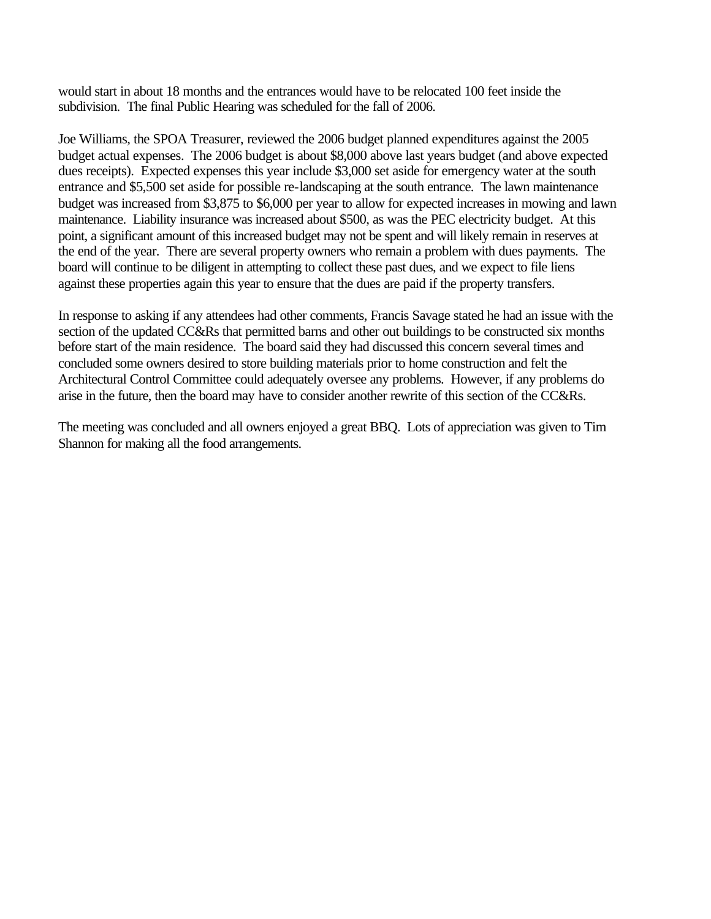would start in about 18 months and the entrances would have to be relocated 100 feet inside the subdivision. The final Public Hearing was scheduled for the fall of 2006.

Joe Williams, the SPOA Treasurer, reviewed the 2006 budget planned expenditures against the 2005 budget actual expenses. The 2006 budget is about $8,000 above last years budget (and above expected dues receipts). Expected expenses this year include $3,000 set aside for emergency water at the south entrance and $5,500 set aside for possible re-landscaping at the south entrance. The lawn maintenance budget was increased from $3,875 to $6,000 per year to allow for expected increases in mowing and lawn maintenance. Liability insurance was increased about $500, as was the PEC electricity budget. At this point, a significant amount of this increased budget may not be spent and will likely remain in reserves at the end of the year. There are several property owners who remain a problem with dues payments. The board will continue to be diligent in attempting to collect these past dues, and we expect to file liens against these properties again this year to ensure that the dues are paid if the property transfers.

In response to asking if any attendees had other comments, Francis Savage stated he had an issue with the section of the updated CC&Rs that permitted barns and other out buildings to be constructed six months before start of the main residence. The board said they had discussed this concern several times and concluded some owners desired to store building materials prior to home construction and felt the Architectural Control Committee could adequately oversee any problems. However, if any problems do arise in the future, then the board may have to consider another rewrite of this section of the CC&Rs.

The meeting was concluded and all owners enjoyed a great BBQ. Lots of appreciation was given to Tim Shannon for making all the food arrangements.